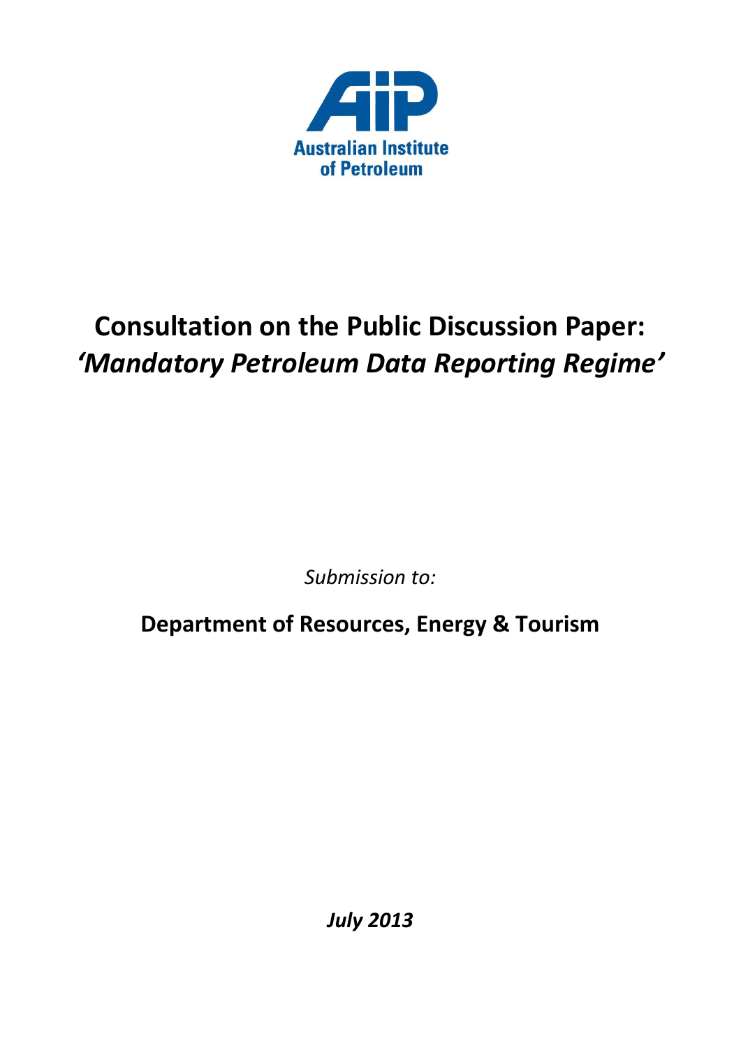Australian Institute of Petroleum

# Consultation on the Public Discussion Paper: *'Mandatory Petroleum Data Reporting Regime'*

*Submission to:*

**Department of Resources, Energy & Tourism**

***July 2013***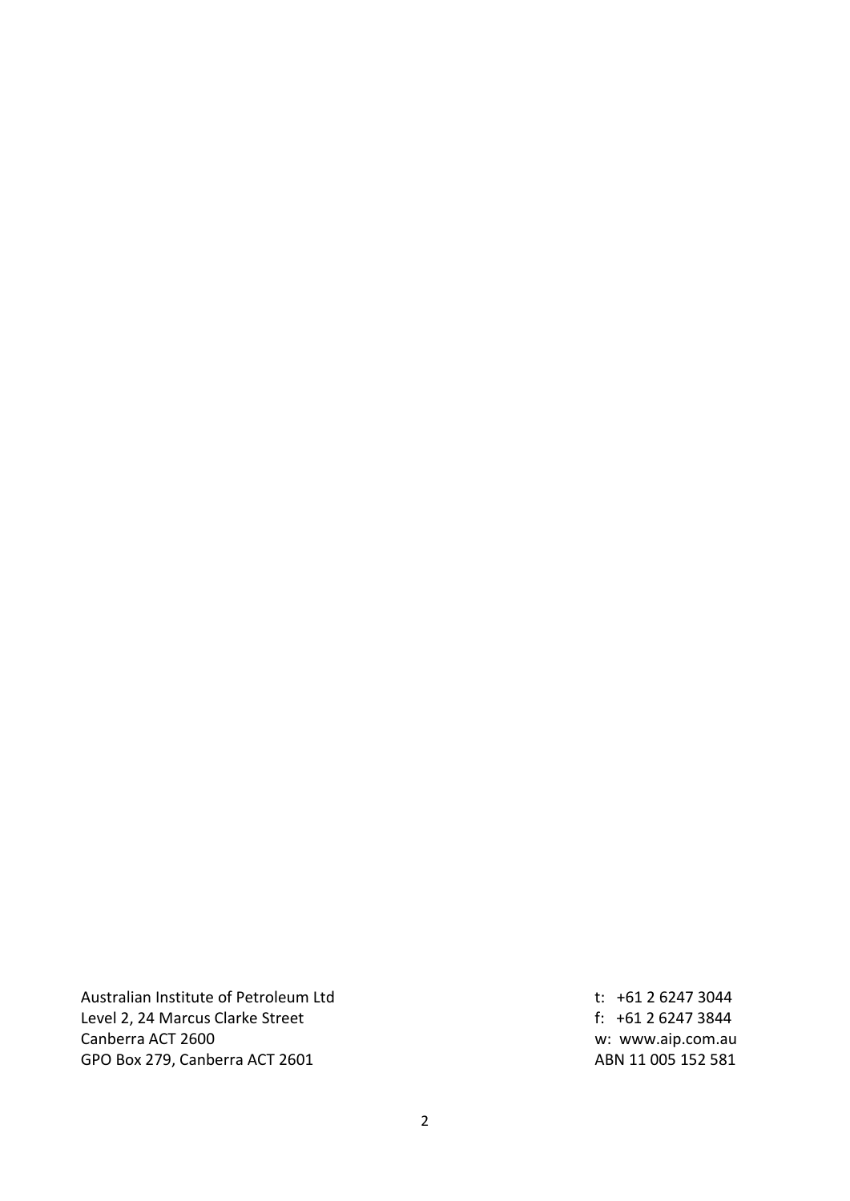Australian Institute of Petroleum Ltd
Level 2, 24 Marcus Clarke Street
Canberra ACT 2600
GPO Box 279, Canberra ACT 2601

t: +61 2 6247 3044
f: +61 2 6247 3844
w: www.aip.com.au
ABN 11 005 152 581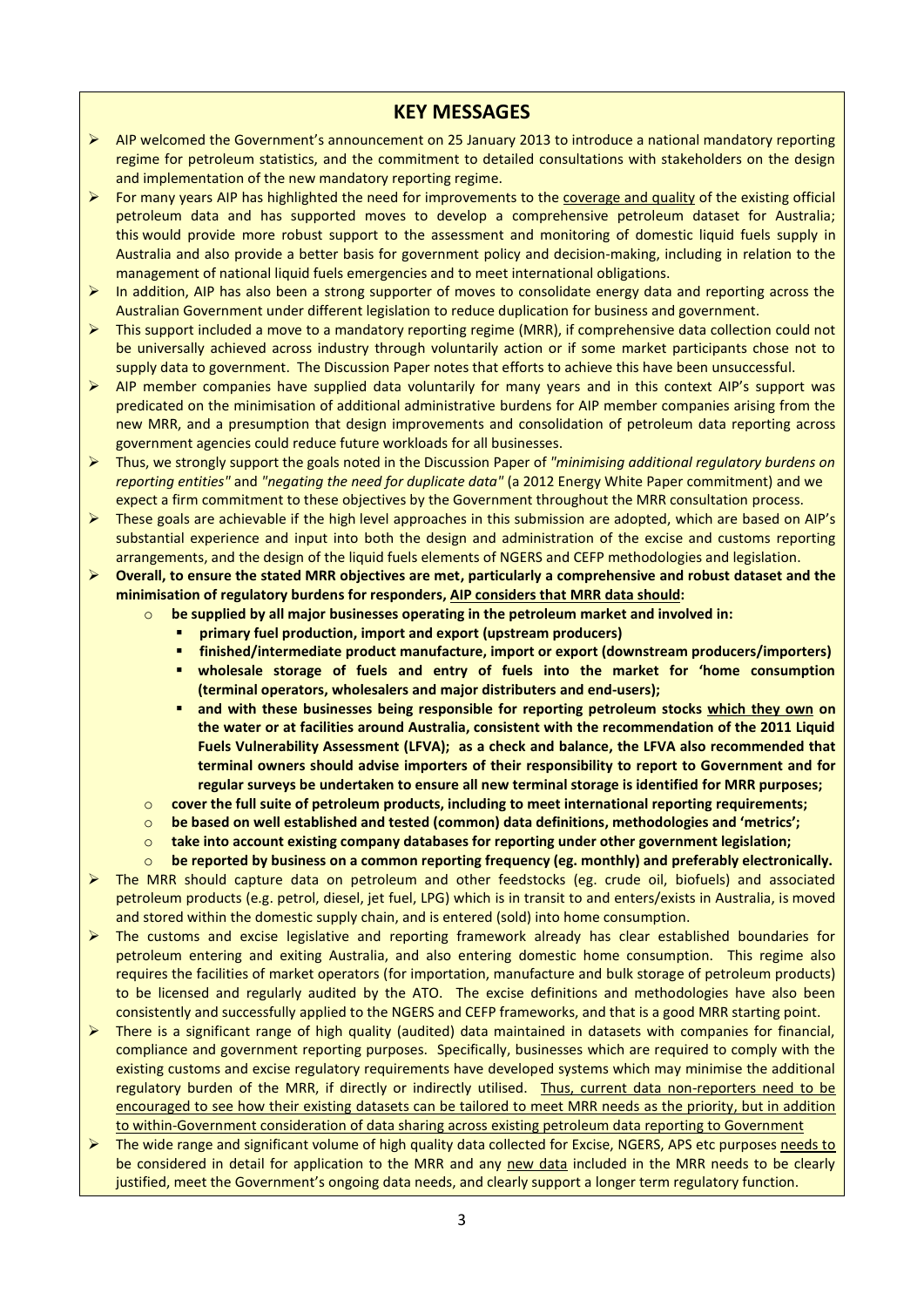## KEY MESSAGES

- AIP welcomed the Government's announcement on 25 January 2013 to introduce a national mandatory reporting regime for petroleum statistics, and the commitment to detailed consultations with stakeholders on the design and implementation of the new mandatory reporting regime.
- For many years AIP has highlighted the need for improvements to the coverage and quality of the existing official petroleum data and has supported moves to develop a comprehensive petroleum dataset for Australia; this would provide more robust support to the assessment and monitoring of domestic liquid fuels supply in Australia and also provide a better basis for government policy and decision-making, including in relation to the management of national liquid fuels emergencies and to meet international obligations.
- In addition, AIP has also been a strong supporter of moves to consolidate energy data and reporting across the Australian Government under different legislation to reduce duplication for business and government.
- This support included a move to a mandatory reporting regime (MRR), if comprehensive data collection could not be universally achieved across industry through voluntarily action or if some market participants chose not to supply data to government. The Discussion Paper notes that efforts to achieve this have been unsuccessful.
- AIP member companies have supplied data voluntarily for many years and in this context AIP's support was predicated on the minimisation of additional administrative burdens for AIP member companies arising from the new MRR, and a presumption that design improvements and consolidation of petroleum data reporting across government agencies could reduce future workloads for all businesses.
- Thus, we strongly support the goals noted in the Discussion Paper of *"minimising additional regulatory burdens on reporting entities"* and *"negating the need for duplicate data"* (a 2012 Energy White Paper commitment) and we expect a firm commitment to these objectives by the Government throughout the MRR consultation process.
- These goals are achievable if the high level approaches in this submission are adopted, which are based on AIP's substantial experience and input into both the design and administration of the excise and customs reporting arrangements, and the design of the liquid fuels elements of NGERS and CEFP methodologies and legislation.
- **Overall, to ensure the stated MRR objectives are met, particularly a comprehensive and robust dataset and the minimisation of regulatory burdens for responders, AIP considers that MRR data should:**
  - **be supplied by all major businesses operating in the petroleum market and involved in:**
    - **primary fuel production, import and export (upstream producers)**
    - **finished/intermediate product manufacture, import or export (downstream producers/importers)**
    - **wholesale storage of fuels and entry of fuels into the market for 'home consumption (terminal operators, wholesalers and major distributers and end-users);**
    - **and with these businesses being responsible for reporting petroleum stocks which they own on the water or at facilities around Australia, consistent with the recommendation of the 2011 Liquid Fuels Vulnerability Assessment (LFVA); as a check and balance, the LFVA also recommended that terminal owners should advise importers of their responsibility to report to Government and for regular surveys be undertaken to ensure all new terminal storage is identified for MRR purposes;**
  - **cover the full suite of petroleum products, including to meet international reporting requirements;**
  - **be based on well established and tested (common) data definitions, methodologies and 'metrics';**
  - **take into account existing company databases for reporting under other government legislation;**
  - **be reported by business on a common reporting frequency (eg. monthly) and preferably electronically.**
- The MRR should capture data on petroleum and other feedstocks (eg. crude oil, biofuels) and associated petroleum products (e.g. petrol, diesel, jet fuel, LPG) which is in transit to and enters/exists in Australia, is moved and stored within the domestic supply chain, and is entered (sold) into home consumption.
- The customs and excise legislative and reporting framework already has clear established boundaries for petroleum entering and exiting Australia, and also entering domestic home consumption. This regime also requires the facilities of market operators (for importation, manufacture and bulk storage of petroleum products) to be licensed and regularly audited by the ATO. The excise definitions and methodologies have also been consistently and successfully applied to the NGERS and CEFP frameworks, and that is a good MRR starting point.
- There is a significant range of high quality (audited) data maintained in datasets with companies for financial, compliance and government reporting purposes. Specifically, businesses which are required to comply with the existing customs and excise regulatory requirements have developed systems which may minimise the additional regulatory burden of the MRR, if directly or indirectly utilised. Thus, current data non-reporters need to be encouraged to see how their existing datasets can be tailored to meet MRR needs as the priority, but in addition to within-Government consideration of data sharing across existing petroleum data reporting to Government
- The wide range and significant volume of high quality data collected for Excise, NGERS, APS etc purposes needs to be considered in detail for application to the MRR and any new data included in the MRR needs to be clearly justified, meet the Government's ongoing data needs, and clearly support a longer term regulatory function.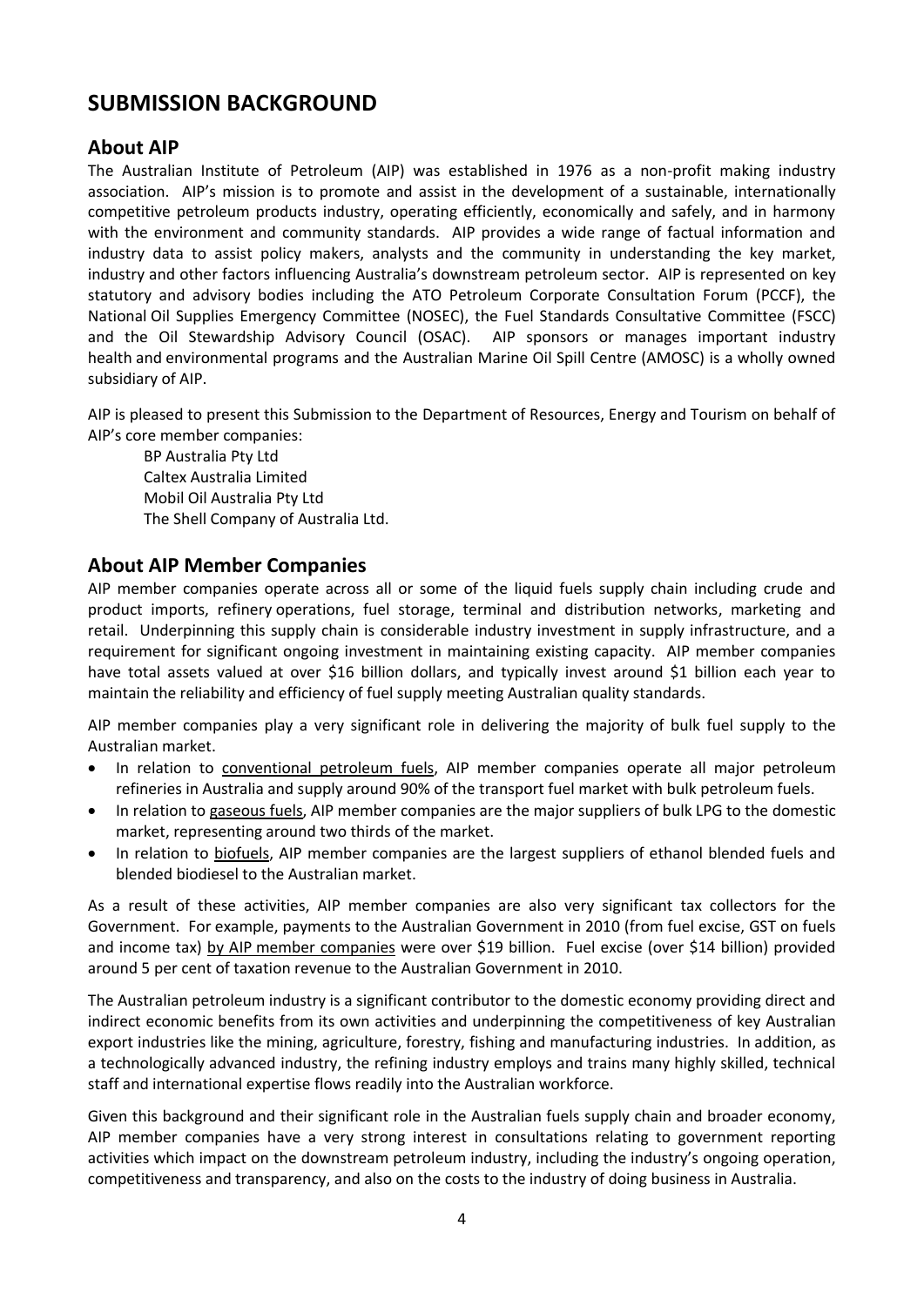# SUBMISSION BACKGROUND

## About AIP

The Australian Institute of Petroleum (AIP) was established in 1976 as a non-profit making industry association. AIP's mission is to promote and assist in the development of a sustainable, internationally competitive petroleum products industry, operating efficiently, economically and safely, and in harmony with the environment and community standards. AIP provides a wide range of factual information and industry data to assist policy makers, analysts and the community in understanding the key market, industry and other factors influencing Australia's downstream petroleum sector. AIP is represented on key statutory and advisory bodies including the ATO Petroleum Corporate Consultation Forum (PCCF), the National Oil Supplies Emergency Committee (NOSEC), the Fuel Standards Consultative Committee (FSCC) and the Oil Stewardship Advisory Council (OSAC). AIP sponsors or manages important industry health and environmental programs and the Australian Marine Oil Spill Centre (AMOSC) is a wholly owned subsidiary of AIP.

AIP is pleased to present this Submission to the Department of Resources, Energy and Tourism on behalf of AIP's core member companies:

BP Australia Pty Ltd
Caltex Australia Limited
Mobil Oil Australia Pty Ltd
The Shell Company of Australia Ltd.

## About AIP Member Companies

AIP member companies operate across all or some of the liquid fuels supply chain including crude and product imports, refinery operations, fuel storage, terminal and distribution networks, marketing and retail. Underpinning this supply chain is considerable industry investment in supply infrastructure, and a requirement for significant ongoing investment in maintaining existing capacity. AIP member companies have total assets valued at over $16 billion dollars, and typically invest around $1 billion each year to maintain the reliability and efficiency of fuel supply meeting Australian quality standards.

AIP member companies play a very significant role in delivering the majority of bulk fuel supply to the Australian market.

- In relation to <u>conventional petroleum fuels</u>, AIP member companies operate all major petroleum refineries in Australia and supply around 90% of the transport fuel market with bulk petroleum fuels.
- In relation to <u>gaseous fuels</u>, AIP member companies are the major suppliers of bulk LPG to the domestic market, representing around two thirds of the market.
- In relation to <u>biofuels</u>, AIP member companies are the largest suppliers of ethanol blended fuels and blended biodiesel to the Australian market.

As a result of these activities, AIP member companies are also very significant tax collectors for the Government. For example, payments to the Australian Government in 2010 (from fuel excise, GST on fuels and income tax) <u>by AIP member companies</u> were over $19 billion. Fuel excise (over $14 billion) provided around 5 per cent of taxation revenue to the Australian Government in 2010.

The Australian petroleum industry is a significant contributor to the domestic economy providing direct and indirect economic benefits from its own activities and underpinning the competitiveness of key Australian export industries like the mining, agriculture, forestry, fishing and manufacturing industries. In addition, as a technologically advanced industry, the refining industry employs and trains many highly skilled, technical staff and international expertise flows readily into the Australian workforce.

Given this background and their significant role in the Australian fuels supply chain and broader economy, AIP member companies have a very strong interest in consultations relating to government reporting activities which impact on the downstream petroleum industry, including the industry's ongoing operation, competitiveness and transparency, and also on the costs to the industry of doing business in Australia.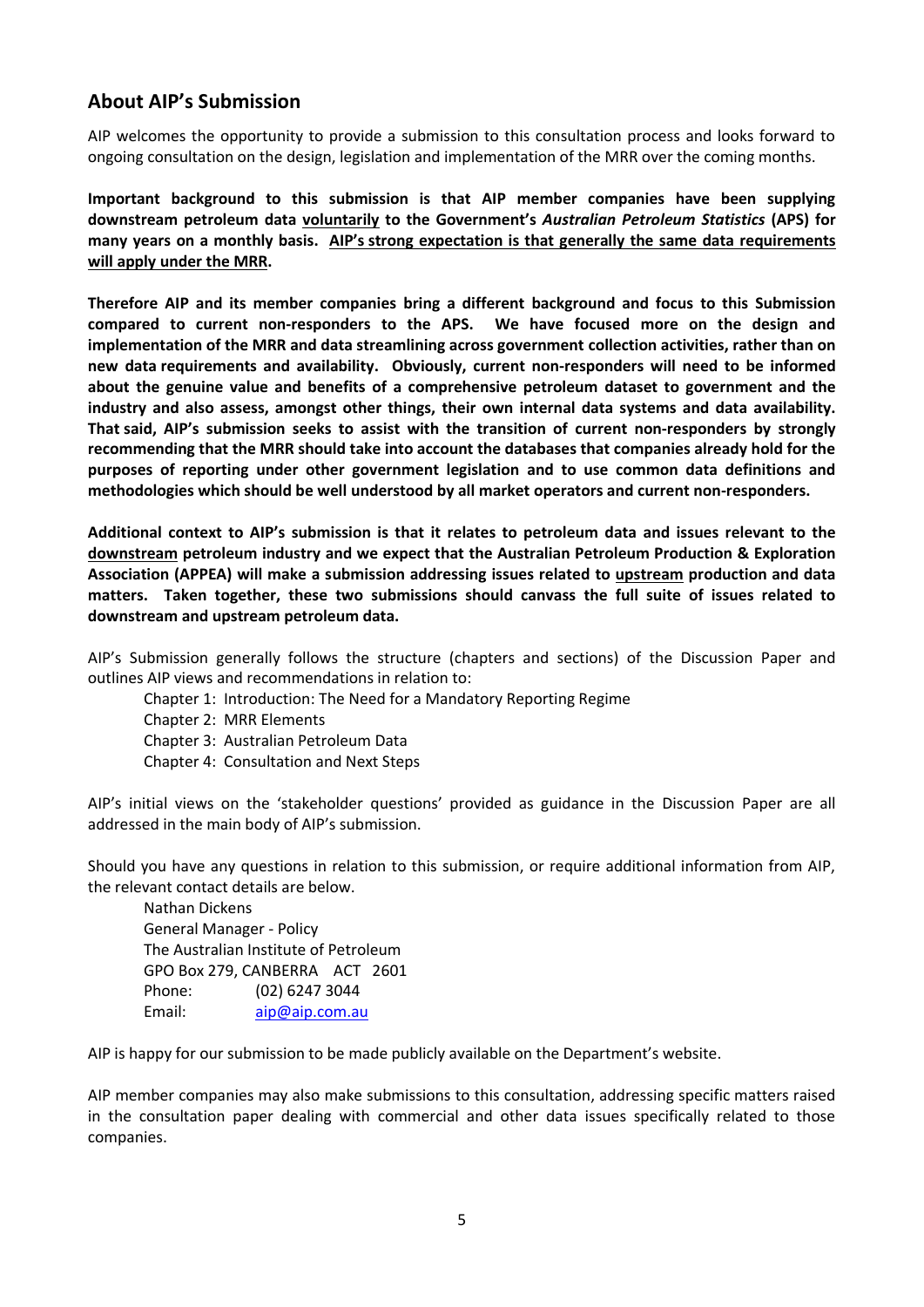## About AIP's Submission

AIP welcomes the opportunity to provide a submission to this consultation process and looks forward to ongoing consultation on the design, legislation and implementation of the MRR over the coming months.

**Important background to this submission is that AIP member companies have been supplying downstream petroleum data <u>voluntarily</u> to the Government's *Australian Petroleum Statistics* (APS) for many years on a monthly basis. <u>AIP's strong expectation is that generally the same data requirements will apply under the MRR</u>.**

**Therefore AIP and its member companies bring a different background and focus to this Submission compared to current non-responders to the APS. We have focused more on the design and implementation of the MRR and data streamlining across government collection activities, rather than on new data requirements and availability. Obviously, current non-responders will need to be informed about the genuine value and benefits of a comprehensive petroleum dataset to government and the industry and also assess, amongst other things, their own internal data systems and data availability. That said, AIP's submission seeks to assist with the transition of current non-responders by strongly recommending that the MRR should take into account the databases that companies already hold for the purposes of reporting under other government legislation and to use common data definitions and methodologies which should be well understood by all market operators and current non-responders.**

**Additional context to AIP's submission is that it relates to petroleum data and issues relevant to the <u>downstream</u> petroleum industry and we expect that the Australian Petroleum Production & Exploration Association (APPEA) will make a submission addressing issues related to <u>upstream</u> production and data matters. Taken together, these two submissions should canvass the full suite of issues related to downstream and upstream petroleum data.**

AIP's Submission generally follows the structure (chapters and sections) of the Discussion Paper and outlines AIP views and recommendations in relation to:

- Chapter 1: Introduction: The Need for a Mandatory Reporting Regime
- Chapter 2: MRR Elements
- Chapter 3: Australian Petroleum Data
- Chapter 4: Consultation and Next Steps

AIP's initial views on the 'stakeholder questions' provided as guidance in the Discussion Paper are all addressed in the main body of AIP's submission.

Should you have any questions in relation to this submission, or require additional information from AIP, the relevant contact details are below.

Nathan Dickens
General Manager - Policy
The Australian Institute of Petroleum
GPO Box 279, CANBERRA ACT 2601
Phone: (02) 6247 3044
Email: aip@aip.com.au

AIP is happy for our submission to be made publicly available on the Department's website.

AIP member companies may also make submissions to this consultation, addressing specific matters raised in the consultation paper dealing with commercial and other data issues specifically related to those companies.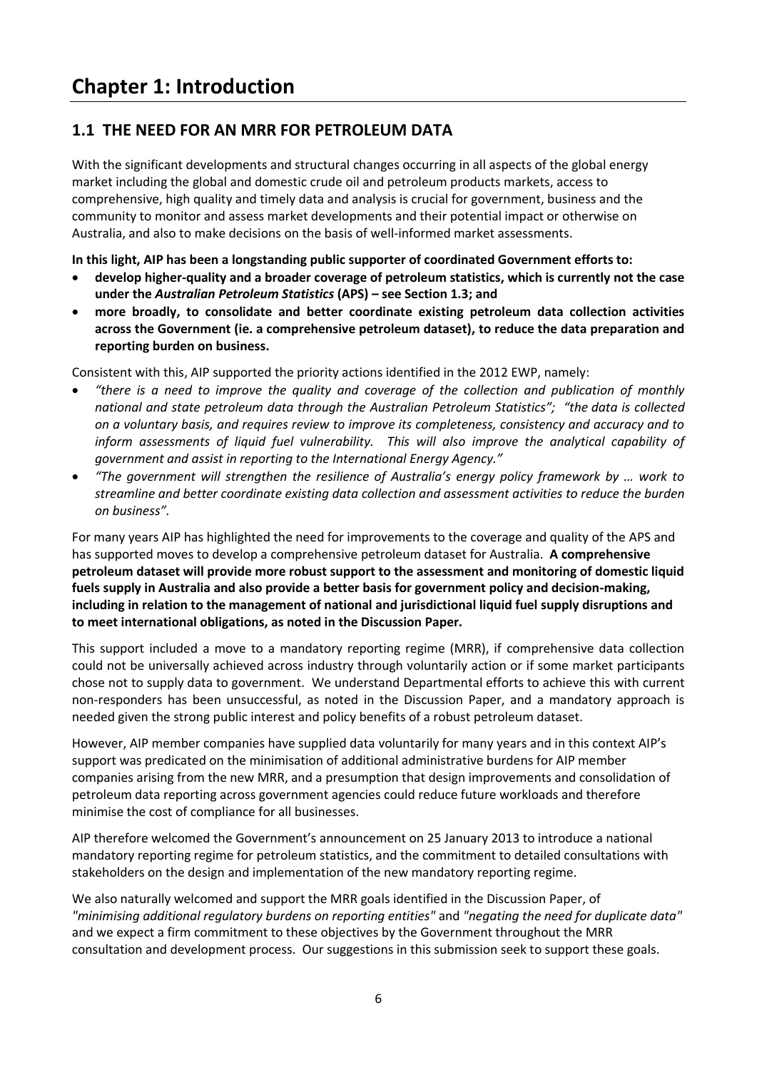# Chapter 1: Introduction

## 1.1 THE NEED FOR AN MRR FOR PETROLEUM DATA

With the significant developments and structural changes occurring in all aspects of the global energy market including the global and domestic crude oil and petroleum products markets, access to comprehensive, high quality and timely data and analysis is crucial for government, business and the community to monitor and assess market developments and their potential impact or otherwise on Australia, and also to make decisions on the basis of well-informed market assessments.

**In this light, AIP has been a longstanding public supporter of coordinated Government efforts to:**

- **develop higher-quality and a broader coverage of petroleum statistics, which is currently not the case under the *Australian Petroleum Statistics* (APS) – see Section 1.3; and**
- **more broadly, to consolidate and better coordinate existing petroleum data collection activities across the Government (ie. a comprehensive petroleum dataset), to reduce the data preparation and reporting burden on business.**

Consistent with this, AIP supported the priority actions identified in the 2012 EWP, namely:

- *"there is a need to improve the quality and coverage of the collection and publication of monthly national and state petroleum data through the Australian Petroleum Statistics"; "the data is collected on a voluntary basis, and requires review to improve its completeness, consistency and accuracy and to inform assessments of liquid fuel vulnerability. This will also improve the analytical capability of government and assist in reporting to the International Energy Agency."*
- *"The government will strengthen the resilience of Australia's energy policy framework by … work to streamline and better coordinate existing data collection and assessment activities to reduce the burden on business".*

For many years AIP has highlighted the need for improvements to the coverage and quality of the APS and has supported moves to develop a comprehensive petroleum dataset for Australia. **A comprehensive petroleum dataset will provide more robust support to the assessment and monitoring of domestic liquid fuels supply in Australia and also provide a better basis for government policy and decision-making, including in relation to the management of national and jurisdictional liquid fuel supply disruptions and to meet international obligations, as noted in the Discussion Paper.**

This support included a move to a mandatory reporting regime (MRR), if comprehensive data collection could not be universally achieved across industry through voluntarily action or if some market participants chose not to supply data to government. We understand Departmental efforts to achieve this with current non-responders has been unsuccessful, as noted in the Discussion Paper, and a mandatory approach is needed given the strong public interest and policy benefits of a robust petroleum dataset.

However, AIP member companies have supplied data voluntarily for many years and in this context AIP's support was predicated on the minimisation of additional administrative burdens for AIP member companies arising from the new MRR, and a presumption that design improvements and consolidation of petroleum data reporting across government agencies could reduce future workloads and therefore minimise the cost of compliance for all businesses.

AIP therefore welcomed the Government's announcement on 25 January 2013 to introduce a national mandatory reporting regime for petroleum statistics, and the commitment to detailed consultations with stakeholders on the design and implementation of the new mandatory reporting regime.

We also naturally welcomed and support the MRR goals identified in the Discussion Paper, of *"minimising additional regulatory burdens on reporting entities"* and *"negating the need for duplicate data"* and we expect a firm commitment to these objectives by the Government throughout the MRR consultation and development process. Our suggestions in this submission seek to support these goals.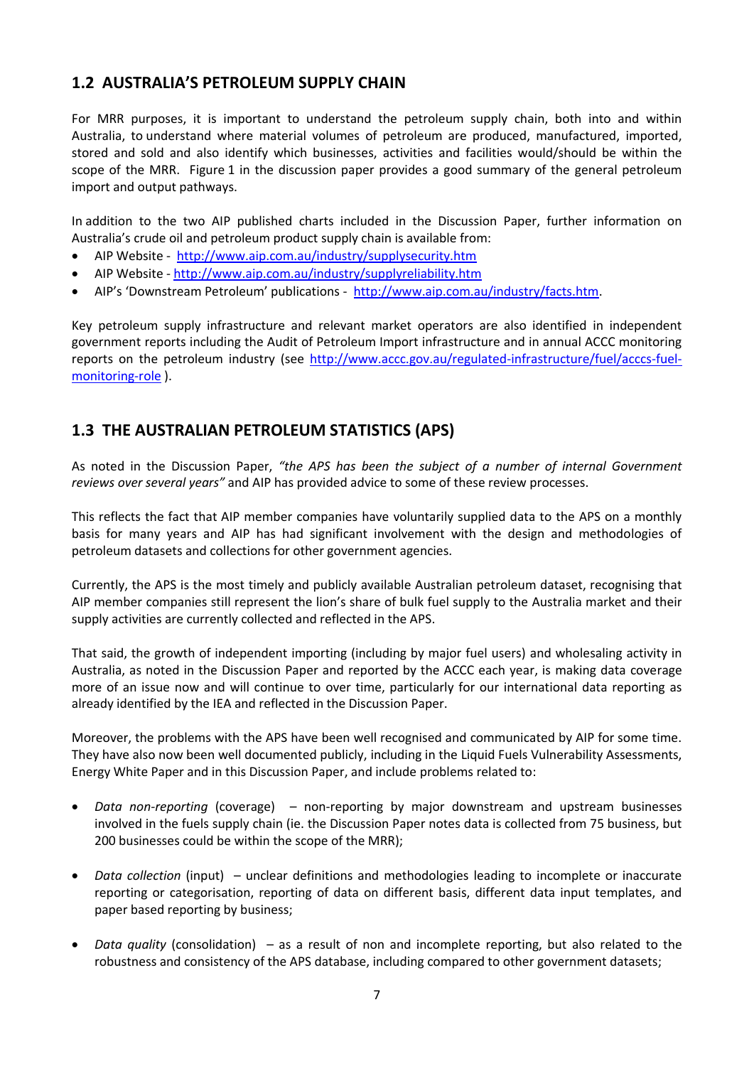## 1.2 AUSTRALIA'S PETROLEUM SUPPLY CHAIN

For MRR purposes, it is important to understand the petroleum supply chain, both into and within Australia, to understand where material volumes of petroleum are produced, manufactured, imported, stored and sold and also identify which businesses, activities and facilities would/should be within the scope of the MRR. Figure 1 in the discussion paper provides a good summary of the general petroleum import and output pathways.

In addition to the two AIP published charts included in the Discussion Paper, further information on Australia's crude oil and petroleum product supply chain is available from:

- AIP Website - http://www.aip.com.au/industry/supplysecurity.htm
- AIP Website - http://www.aip.com.au/industry/supplyreliability.htm
- AIP's 'Downstream Petroleum' publications - http://www.aip.com.au/industry/facts.htm.

Key petroleum supply infrastructure and relevant market operators are also identified in independent government reports including the Audit of Petroleum Import infrastructure and in annual ACCC monitoring reports on the petroleum industry (see http://www.accc.gov.au/regulated-infrastructure/fuel/acccs-fuel-monitoring-role ).

## 1.3 THE AUSTRALIAN PETROLEUM STATISTICS (APS)

As noted in the Discussion Paper, *"the APS has been the subject of a number of internal Government reviews over several years"* and AIP has provided advice to some of these review processes.

This reflects the fact that AIP member companies have voluntarily supplied data to the APS on a monthly basis for many years and AIP has had significant involvement with the design and methodologies of petroleum datasets and collections for other government agencies.

Currently, the APS is the most timely and publicly available Australian petroleum dataset, recognising that AIP member companies still represent the lion's share of bulk fuel supply to the Australia market and their supply activities are currently collected and reflected in the APS.

That said, the growth of independent importing (including by major fuel users) and wholesaling activity in Australia, as noted in the Discussion Paper and reported by the ACCC each year, is making data coverage more of an issue now and will continue to over time, particularly for our international data reporting as already identified by the IEA and reflected in the Discussion Paper.

Moreover, the problems with the APS have been well recognised and communicated by AIP for some time. They have also now been well documented publicly, including in the Liquid Fuels Vulnerability Assessments, Energy White Paper and in this Discussion Paper, and include problems related to:

- *Data non-reporting* (coverage) – non-reporting by major downstream and upstream businesses involved in the fuels supply chain (ie. the Discussion Paper notes data is collected from 75 business, but 200 businesses could be within the scope of the MRR);

- *Data collection* (input) – unclear definitions and methodologies leading to incomplete or inaccurate reporting or categorisation, reporting of data on different basis, different data input templates, and paper based reporting by business;

- *Data quality* (consolidation) – as a result of non and incomplete reporting, but also related to the robustness and consistency of the APS database, including compared to other government datasets;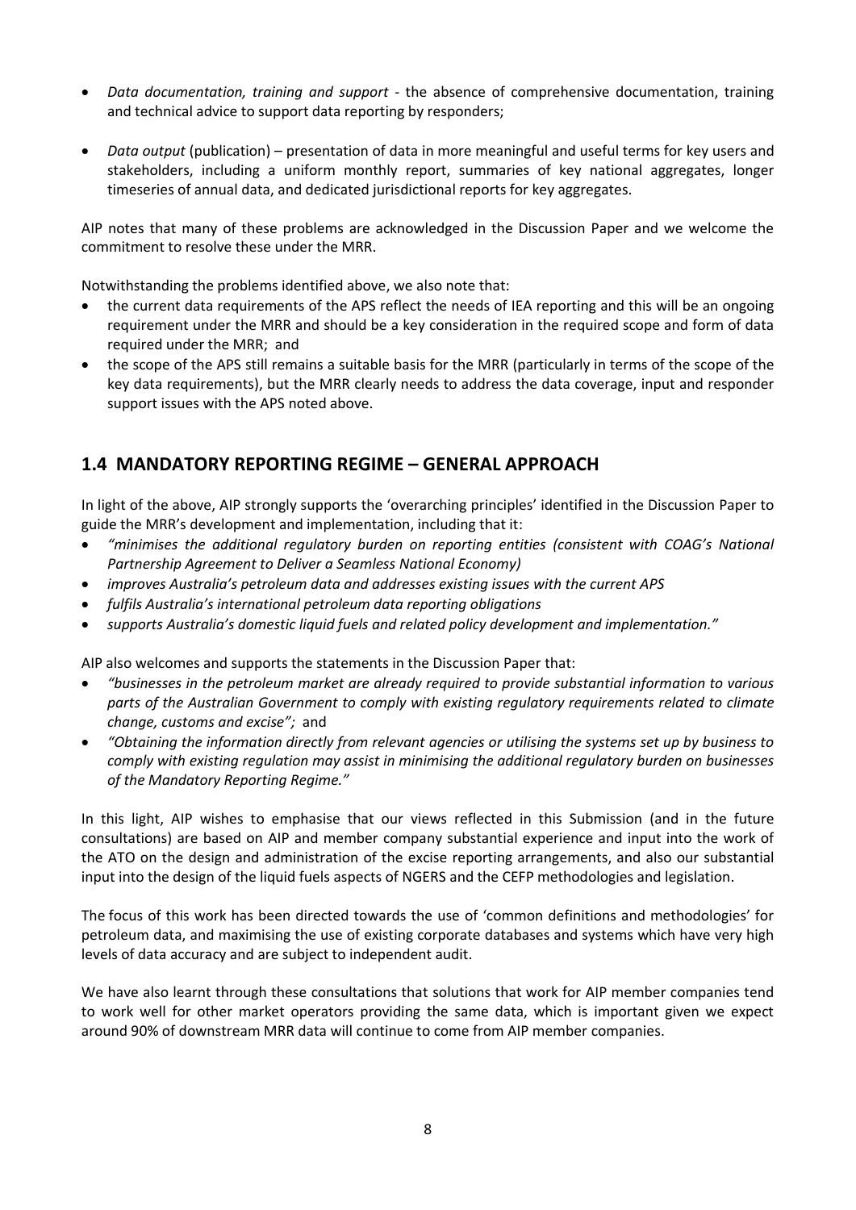- *Data documentation, training and support* - the absence of comprehensive documentation, training and technical advice to support data reporting by responders;

- *Data output* (publication) – presentation of data in more meaningful and useful terms for key users and stakeholders, including a uniform monthly report, summaries of key national aggregates, longer timeseries of annual data, and dedicated jurisdictional reports for key aggregates.

AIP notes that many of these problems are acknowledged in the Discussion Paper and we welcome the commitment to resolve these under the MRR.

Notwithstanding the problems identified above, we also note that:

- the current data requirements of the APS reflect the needs of IEA reporting and this will be an ongoing requirement under the MRR and should be a key consideration in the required scope and form of data required under the MRR; and
- the scope of the APS still remains a suitable basis for the MRR (particularly in terms of the scope of the key data requirements), but the MRR clearly needs to address the data coverage, input and responder support issues with the APS noted above.

## 1.4 MANDATORY REPORTING REGIME – GENERAL APPROACH

In light of the above, AIP strongly supports the 'overarching principles' identified in the Discussion Paper to guide the MRR's development and implementation, including that it:

- *"minimises the additional regulatory burden on reporting entities (consistent with COAG's National Partnership Agreement to Deliver a Seamless National Economy)*
- *improves Australia's petroleum data and addresses existing issues with the current APS*
- *fulfils Australia's international petroleum data reporting obligations*
- *supports Australia's domestic liquid fuels and related policy development and implementation."*

AIP also welcomes and supports the statements in the Discussion Paper that:

- *"businesses in the petroleum market are already required to provide substantial information to various parts of the Australian Government to comply with existing regulatory requirements related to climate change, customs and excise";* and
- *"Obtaining the information directly from relevant agencies or utilising the systems set up by business to comply with existing regulation may assist in minimising the additional regulatory burden on businesses of the Mandatory Reporting Regime."*

In this light, AIP wishes to emphasise that our views reflected in this Submission (and in the future consultations) are based on AIP and member company substantial experience and input into the work of the ATO on the design and administration of the excise reporting arrangements, and also our substantial input into the design of the liquid fuels aspects of NGERS and the CEFP methodologies and legislation.

The focus of this work has been directed towards the use of 'common definitions and methodologies' for petroleum data, and maximising the use of existing corporate databases and systems which have very high levels of data accuracy and are subject to independent audit.

We have also learnt through these consultations that solutions that work for AIP member companies tend to work well for other market operators providing the same data, which is important given we expect around 90% of downstream MRR data will continue to come from AIP member companies.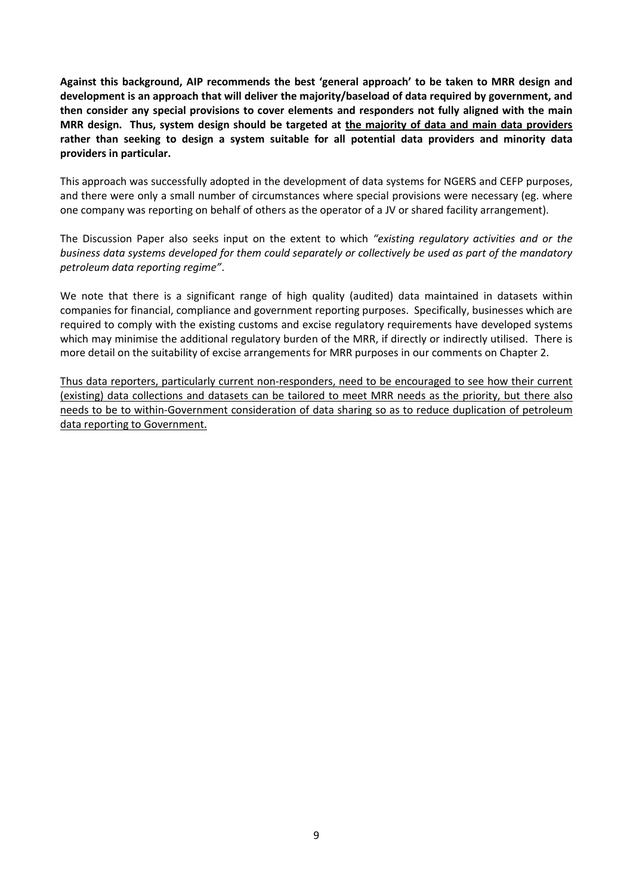**Against this background, AIP recommends the best 'general approach' to be taken to MRR design and development is an approach that will deliver the majority/baseload of data required by government, and then consider any special provisions to cover elements and responders not fully aligned with the main MRR design. Thus, system design should be targeted at <u>the majority of data and main data providers</u> rather than seeking to design a system suitable for all potential data providers and minority data providers in particular.**

This approach was successfully adopted in the development of data systems for NGERS and CEFP purposes, and there were only a small number of circumstances where special provisions were necessary (eg. where one company was reporting on behalf of others as the operator of a JV or shared facility arrangement).

The Discussion Paper also seeks input on the extent to which *"existing regulatory activities and or the business data systems developed for them could separately or collectively be used as part of the mandatory petroleum data reporting regime"*.

We note that there is a significant range of high quality (audited) data maintained in datasets within companies for financial, compliance and government reporting purposes. Specifically, businesses which are required to comply with the existing customs and excise regulatory requirements have developed systems which may minimise the additional regulatory burden of the MRR, if directly or indirectly utilised. There is more detail on the suitability of excise arrangements for MRR purposes in our comments on Chapter 2.

<u>Thus data reporters, particularly current non-responders, need to be encouraged to see how their current (existing) data collections and datasets can be tailored to meet MRR needs as the priority, but there also needs to be to within-Government consideration of data sharing so as to reduce duplication of petroleum data reporting to Government.</u>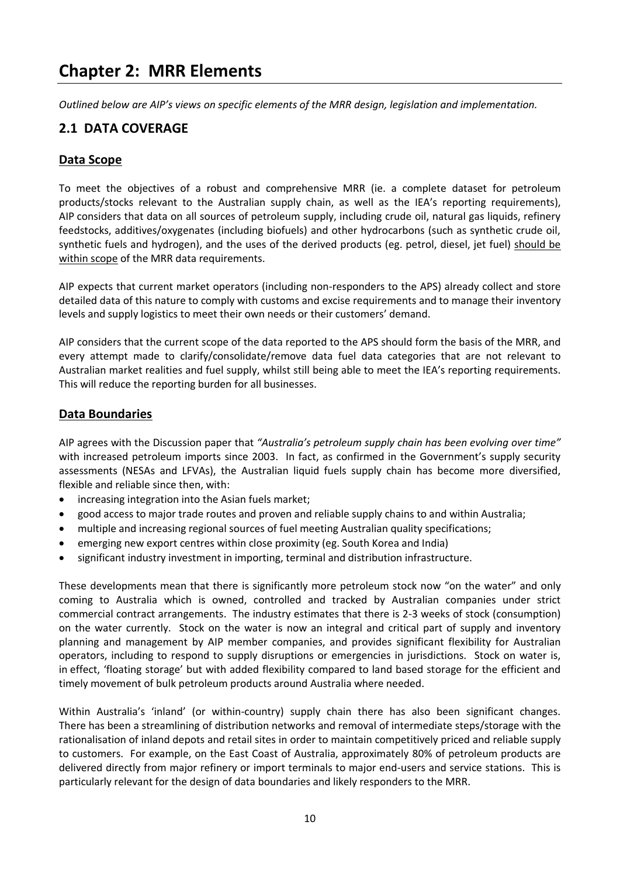# Chapter 2: MRR Elements

*Outlined below are AIP's views on specific elements of the MRR design, legislation and implementation.*

## 2.1 DATA COVERAGE

### Data Scope

To meet the objectives of a robust and comprehensive MRR (ie. a complete dataset for petroleum products/stocks relevant to the Australian supply chain, as well as the IEA's reporting requirements), AIP considers that data on all sources of petroleum supply, including crude oil, natural gas liquids, refinery feedstocks, additives/oxygenates (including biofuels) and other hydrocarbons (such as synthetic crude oil, synthetic fuels and hydrogen), and the uses of the derived products (eg. petrol, diesel, jet fuel) should be within scope of the MRR data requirements.

AIP expects that current market operators (including non-responders to the APS) already collect and store detailed data of this nature to comply with customs and excise requirements and to manage their inventory levels and supply logistics to meet their own needs or their customers' demand.

AIP considers that the current scope of the data reported to the APS should form the basis of the MRR, and every attempt made to clarify/consolidate/remove data fuel data categories that are not relevant to Australian market realities and fuel supply, whilst still being able to meet the IEA's reporting requirements. This will reduce the reporting burden for all businesses.

### Data Boundaries

AIP agrees with the Discussion paper that *"Australia's petroleum supply chain has been evolving over time"* with increased petroleum imports since 2003. In fact, as confirmed in the Government's supply security assessments (NESAs and LFVAs), the Australian liquid fuels supply chain has become more diversified, flexible and reliable since then, with:

- increasing integration into the Asian fuels market;
- good access to major trade routes and proven and reliable supply chains to and within Australia;
- multiple and increasing regional sources of fuel meeting Australian quality specifications;
- emerging new export centres within close proximity (eg. South Korea and India)
- significant industry investment in importing, terminal and distribution infrastructure.

These developments mean that there is significantly more petroleum stock now "on the water" and only coming to Australia which is owned, controlled and tracked by Australian companies under strict commercial contract arrangements. The industry estimates that there is 2-3 weeks of stock (consumption) on the water currently. Stock on the water is now an integral and critical part of supply and inventory planning and management by AIP member companies, and provides significant flexibility for Australian operators, including to respond to supply disruptions or emergencies in jurisdictions. Stock on water is, in effect, 'floating storage' but with added flexibility compared to land based storage for the efficient and timely movement of bulk petroleum products around Australia where needed.

Within Australia's 'inland' (or within-country) supply chain there has also been significant changes. There has been a streamlining of distribution networks and removal of intermediate steps/storage with the rationalisation of inland depots and retail sites in order to maintain competitively priced and reliable supply to customers. For example, on the East Coast of Australia, approximately 80% of petroleum products are delivered directly from major refinery or import terminals to major end-users and service stations. This is particularly relevant for the design of data boundaries and likely responders to the MRR.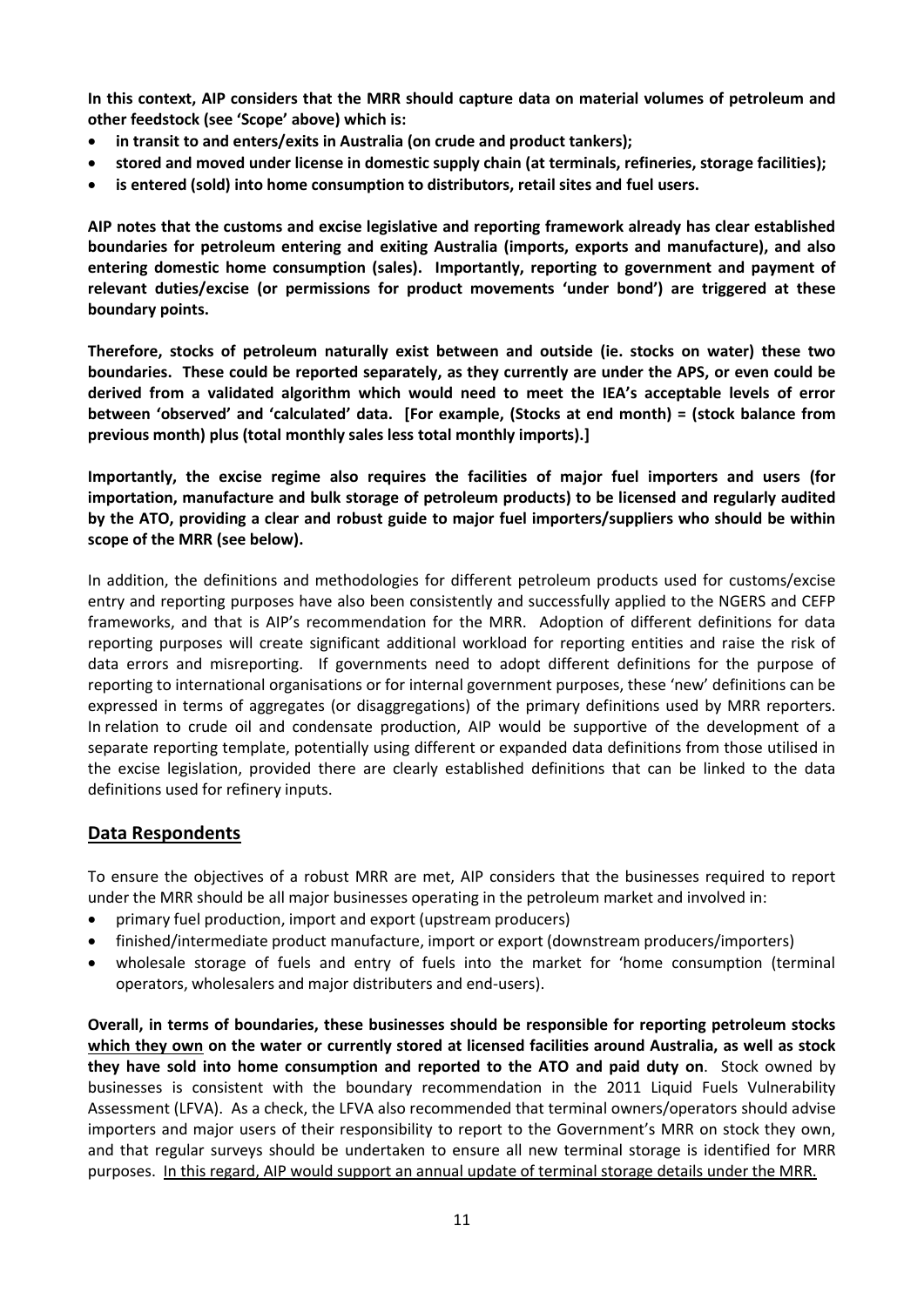**In this context, AIP considers that the MRR should capture data on material volumes of petroleum and other feedstock (see 'Scope' above) which is:**

- **in transit to and enters/exits in Australia (on crude and product tankers);**
- **stored and moved under license in domestic supply chain (at terminals, refineries, storage facilities);**
- **is entered (sold) into home consumption to distributors, retail sites and fuel users.**

**AIP notes that the customs and excise legislative and reporting framework already has clear established boundaries for petroleum entering and exiting Australia (imports, exports and manufacture), and also entering domestic home consumption (sales). Importantly, reporting to government and payment of relevant duties/excise (or permissions for product movements 'under bond') are triggered at these boundary points.**

**Therefore, stocks of petroleum naturally exist between and outside (ie. stocks on water) these two boundaries. These could be reported separately, as they currently are under the APS, or even could be derived from a validated algorithm which would need to meet the IEA's acceptable levels of error between 'observed' and 'calculated' data. [For example, (Stocks at end month) = (stock balance from previous month) plus (total monthly sales less total monthly imports).]**

**Importantly, the excise regime also requires the facilities of major fuel importers and users (for importation, manufacture and bulk storage of petroleum products) to be licensed and regularly audited by the ATO, providing a clear and robust guide to major fuel importers/suppliers who should be within scope of the MRR (see below).**

In addition, the definitions and methodologies for different petroleum products used for customs/excise entry and reporting purposes have also been consistently and successfully applied to the NGERS and CEFP frameworks, and that is AIP's recommendation for the MRR. Adoption of different definitions for data reporting purposes will create significant additional workload for reporting entities and raise the risk of data errors and misreporting. If governments need to adopt different definitions for the purpose of reporting to international organisations or for internal government purposes, these 'new' definitions can be expressed in terms of aggregates (or disaggregations) of the primary definitions used by MRR reporters. In relation to crude oil and condensate production, AIP would be supportive of the development of a separate reporting template, potentially using different or expanded data definitions from those utilised in the excise legislation, provided there are clearly established definitions that can be linked to the data definitions used for refinery inputs.

## Data Respondents

To ensure the objectives of a robust MRR are met, AIP considers that the businesses required to report under the MRR should be all major businesses operating in the petroleum market and involved in:

- primary fuel production, import and export (upstream producers)
- finished/intermediate product manufacture, import or export (downstream producers/importers)
- wholesale storage of fuels and entry of fuels into the market for 'home consumption (terminal operators, wholesalers and major distributers and end-users).

**Overall, in terms of boundaries, these businesses should be responsible for reporting petroleum stocks <u>which they own</u> on the water or currently stored at licensed facilities around Australia, as well as stock they have sold into home consumption and reported to the ATO and paid duty on**. Stock owned by businesses is consistent with the boundary recommendation in the 2011 Liquid Fuels Vulnerability Assessment (LFVA). As a check, the LFVA also recommended that terminal owners/operators should advise importers and major users of their responsibility to report to the Government's MRR on stock they own, and that regular surveys should be undertaken to ensure all new terminal storage is identified for MRR purposes. <u>In this regard, AIP would support an annual update of terminal storage details under the MRR.</u>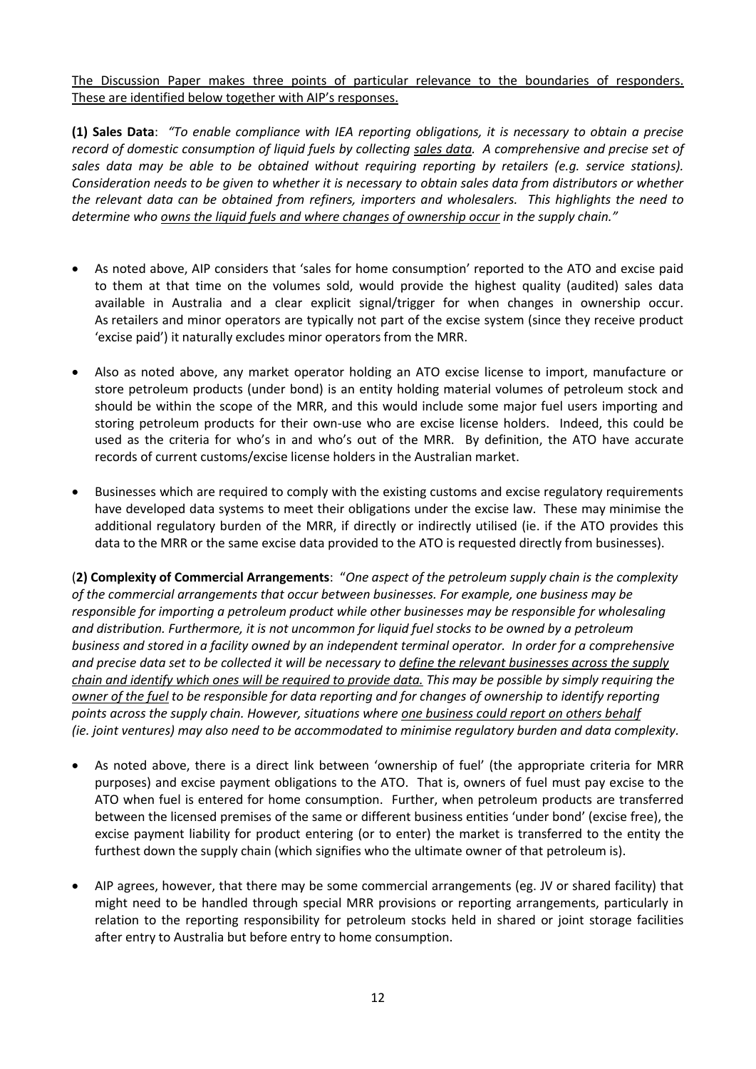<u>The Discussion Paper makes three points of particular relevance to the boundaries of responders. These are identified below together with AIP's responses.</u>

**(1) Sales Data**: *"To enable compliance with IEA reporting obligations, it is necessary to obtain a precise record of domestic consumption of liquid fuels by collecting <u>sales data</u>. A comprehensive and precise set of sales data may be able to be obtained without requiring reporting by retailers (e.g. service stations). Consideration needs to be given to whether it is necessary to obtain sales data from distributors or whether the relevant data can be obtained from refiners, importers and wholesalers. This highlights the need to determine who <u>owns the liquid fuels and where changes of ownership occur</u> in the supply chain."*

- As noted above, AIP considers that 'sales for home consumption' reported to the ATO and excise paid to them at that time on the volumes sold, would provide the highest quality (audited) sales data available in Australia and a clear explicit signal/trigger for when changes in ownership occur. As retailers and minor operators are typically not part of the excise system (since they receive product 'excise paid') it naturally excludes minor operators from the MRR.
- Also as noted above, any market operator holding an ATO excise license to import, manufacture or store petroleum products (under bond) is an entity holding material volumes of petroleum stock and should be within the scope of the MRR, and this would include some major fuel users importing and storing petroleum products for their own-use who are excise license holders. Indeed, this could be used as the criteria for who's in and who's out of the MRR. By definition, the ATO have accurate records of current customs/excise license holders in the Australian market.
- Businesses which are required to comply with the existing customs and excise regulatory requirements have developed data systems to meet their obligations under the excise law. These may minimise the additional regulatory burden of the MRR, if directly or indirectly utilised (ie. if the ATO provides this data to the MRR or the same excise data provided to the ATO is requested directly from businesses).

(**2) Complexity of Commercial Arrangements**: "*One aspect of the petroleum supply chain is the complexity of the commercial arrangements that occur between businesses. For example, one business may be responsible for importing a petroleum product while other businesses may be responsible for wholesaling and distribution. Furthermore, it is not uncommon for liquid fuel stocks to be owned by a petroleum business and stored in a facility owned by an independent terminal operator. In order for a comprehensive and precise data set to be collected it will be necessary to <u>define the relevant businesses across the supply chain and identify which ones will be required to provide data.</u> This may be possible by simply requiring the <u>owner of the fuel</u> to be responsible for data reporting and for changes of ownership to identify reporting points across the supply chain. However, situations where <u>one business could report on others behalf</u> (ie. joint ventures) may also need to be accommodated to minimise regulatory burden and data complexity.*

- As noted above, there is a direct link between 'ownership of fuel' (the appropriate criteria for MRR purposes) and excise payment obligations to the ATO. That is, owners of fuel must pay excise to the ATO when fuel is entered for home consumption. Further, when petroleum products are transferred between the licensed premises of the same or different business entities 'under bond' (excise free), the excise payment liability for product entering (or to enter) the market is transferred to the entity the furthest down the supply chain (which signifies who the ultimate owner of that petroleum is).
- AIP agrees, however, that there may be some commercial arrangements (eg. JV or shared facility) that might need to be handled through special MRR provisions or reporting arrangements, particularly in relation to the reporting responsibility for petroleum stocks held in shared or joint storage facilities after entry to Australia but before entry to home consumption.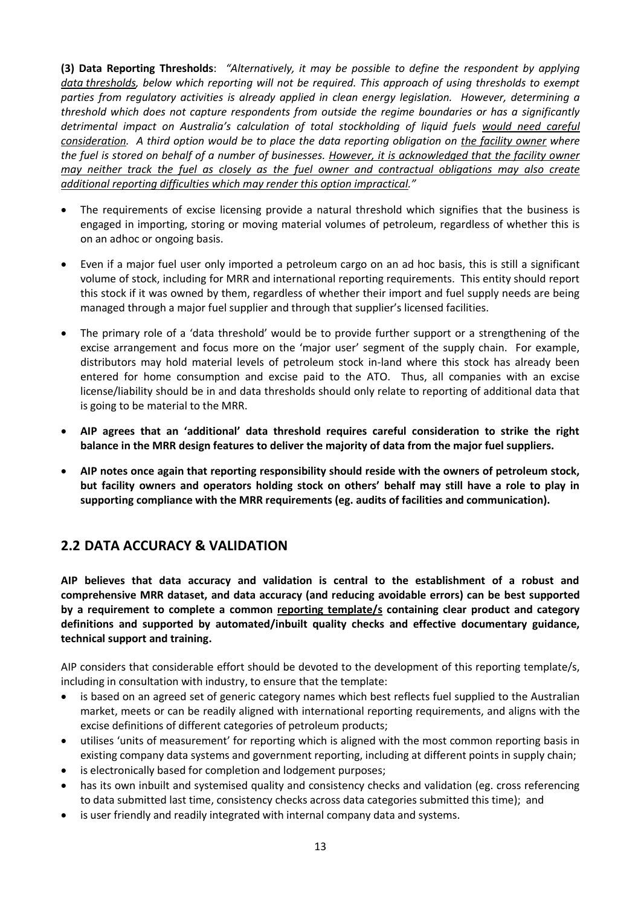**(3) Data Reporting Thresholds**: *"Alternatively, it may be possible to define the respondent by applying <u>data thresholds</u>, below which reporting will not be required. This approach of using thresholds to exempt parties from regulatory activities is already applied in clean energy legislation. However, determining a threshold which does not capture respondents from outside the regime boundaries or has a significantly detrimental impact on Australia's calculation of total stockholding of liquid fuels <u>would need careful consideration</u>. A third option would be to place the data reporting obligation on <u>the facility owner</u> where the fuel is stored on behalf of a number of businesses. <u>However, it is acknowledged that the facility owner may neither track the fuel as closely as the fuel owner and contractual obligations may also create additional reporting difficulties which may render this option impractical.</u>"*

- The requirements of excise licensing provide a natural threshold which signifies that the business is engaged in importing, storing or moving material volumes of petroleum, regardless of whether this is on an adhoc or ongoing basis.
- Even if a major fuel user only imported a petroleum cargo on an ad hoc basis, this is still a significant volume of stock, including for MRR and international reporting requirements. This entity should report this stock if it was owned by them, regardless of whether their import and fuel supply needs are being managed through a major fuel supplier and through that supplier's licensed facilities.
- The primary role of a 'data threshold' would be to provide further support or a strengthening of the excise arrangement and focus more on the 'major user' segment of the supply chain. For example, distributors may hold material levels of petroleum stock in-land where this stock has already been entered for home consumption and excise paid to the ATO. Thus, all companies with an excise license/liability should be in and data thresholds should only relate to reporting of additional data that is going to be material to the MRR.
- **AIP agrees that an 'additional' data threshold requires careful consideration to strike the right balance in the MRR design features to deliver the majority of data from the major fuel suppliers.**
- **AIP notes once again that reporting responsibility should reside with the owners of petroleum stock, but facility owners and operators holding stock on others' behalf may still have a role to play in supporting compliance with the MRR requirements (eg. audits of facilities and communication).**

## 2.2 DATA ACCURACY & VALIDATION

**AIP believes that data accuracy and validation is central to the establishment of a robust and comprehensive MRR dataset, and data accuracy (and reducing avoidable errors) can be best supported by a requirement to complete a common <u>reporting template/s</u> containing clear product and category definitions and supported by automated/inbuilt quality checks and effective documentary guidance, technical support and training.**

AIP considers that considerable effort should be devoted to the development of this reporting template/s, including in consultation with industry, to ensure that the template:

- is based on an agreed set of generic category names which best reflects fuel supplied to the Australian market, meets or can be readily aligned with international reporting requirements, and aligns with the excise definitions of different categories of petroleum products;
- utilises 'units of measurement' for reporting which is aligned with the most common reporting basis in existing company data systems and government reporting, including at different points in supply chain;
- is electronically based for completion and lodgement purposes;
- has its own inbuilt and systemised quality and consistency checks and validation (eg. cross referencing to data submitted last time, consistency checks across data categories submitted this time); and
- is user friendly and readily integrated with internal company data and systems.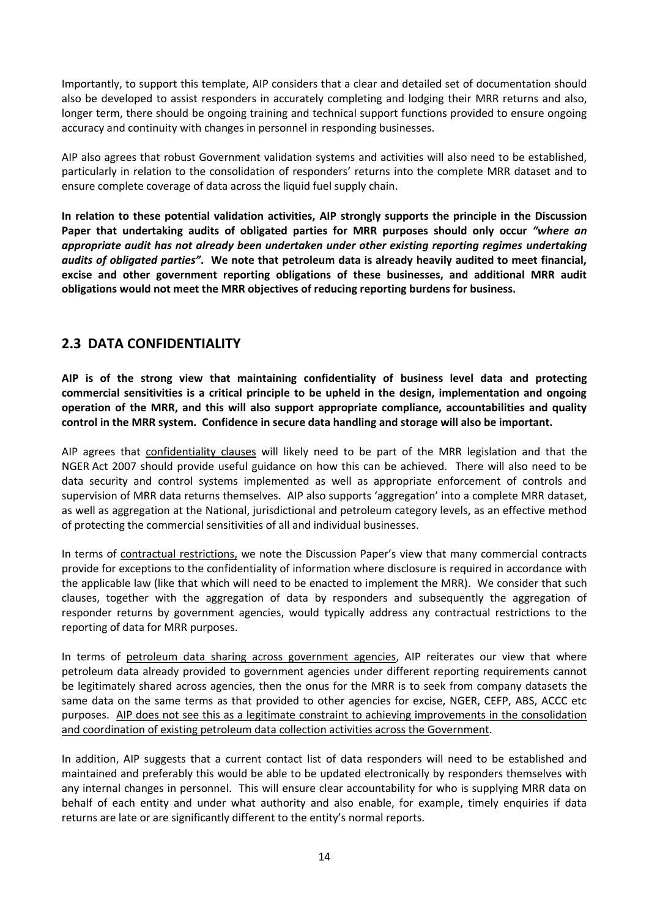Importantly, to support this template, AIP considers that a clear and detailed set of documentation should also be developed to assist responders in accurately completing and lodging their MRR returns and also, longer term, there should be ongoing training and technical support functions provided to ensure ongoing accuracy and continuity with changes in personnel in responding businesses.

AIP also agrees that robust Government validation systems and activities will also need to be established, particularly in relation to the consolidation of responders' returns into the complete MRR dataset and to ensure complete coverage of data across the liquid fuel supply chain.

**In relation to these potential validation activities, AIP strongly supports the principle in the Discussion Paper that undertaking audits of obligated parties for MRR purposes should only occur *"where an appropriate audit has not already been undertaken under other existing reporting regimes undertaking audits of obligated parties"*. We note that petroleum data is already heavily audited to meet financial, excise and other government reporting obligations of these businesses, and additional MRR audit obligations would not meet the MRR objectives of reducing reporting burdens for business.**

## 2.3 DATA CONFIDENTIALITY

**AIP is of the strong view that maintaining confidentiality of business level data and protecting commercial sensitivities is a critical principle to be upheld in the design, implementation and ongoing operation of the MRR, and this will also support appropriate compliance, accountabilities and quality control in the MRR system. Confidence in secure data handling and storage will also be important.**

AIP agrees that <u>confidentiality clauses</u> will likely need to be part of the MRR legislation and that the NGER Act 2007 should provide useful guidance on how this can be achieved. There will also need to be data security and control systems implemented as well as appropriate enforcement of controls and supervision of MRR data returns themselves. AIP also supports 'aggregation' into a complete MRR dataset, as well as aggregation at the National, jurisdictional and petroleum category levels, as an effective method of protecting the commercial sensitivities of all and individual businesses.

In terms of <u>contractual restrictions,</u> we note the Discussion Paper's view that many commercial contracts provide for exceptions to the confidentiality of information where disclosure is required in accordance with the applicable law (like that which will need to be enacted to implement the MRR). We consider that such clauses, together with the aggregation of data by responders and subsequently the aggregation of responder returns by government agencies, would typically address any contractual restrictions to the reporting of data for MRR purposes.

In terms of <u>petroleum data sharing across government agencies</u>, AIP reiterates our view that where petroleum data already provided to government agencies under different reporting requirements cannot be legitimately shared across agencies, then the onus for the MRR is to seek from company datasets the same data on the same terms as that provided to other agencies for excise, NGER, CEFP, ABS, ACCC etc purposes. <u>AIP does not see this as a legitimate constraint to achieving improvements in the consolidation and coordination of existing petroleum data collection activities across the Government</u>.

In addition, AIP suggests that a current contact list of data responders will need to be established and maintained and preferably this would be able to be updated electronically by responders themselves with any internal changes in personnel. This will ensure clear accountability for who is supplying MRR data on behalf of each entity and under what authority and also enable, for example, timely enquiries if data returns are late or are significantly different to the entity's normal reports.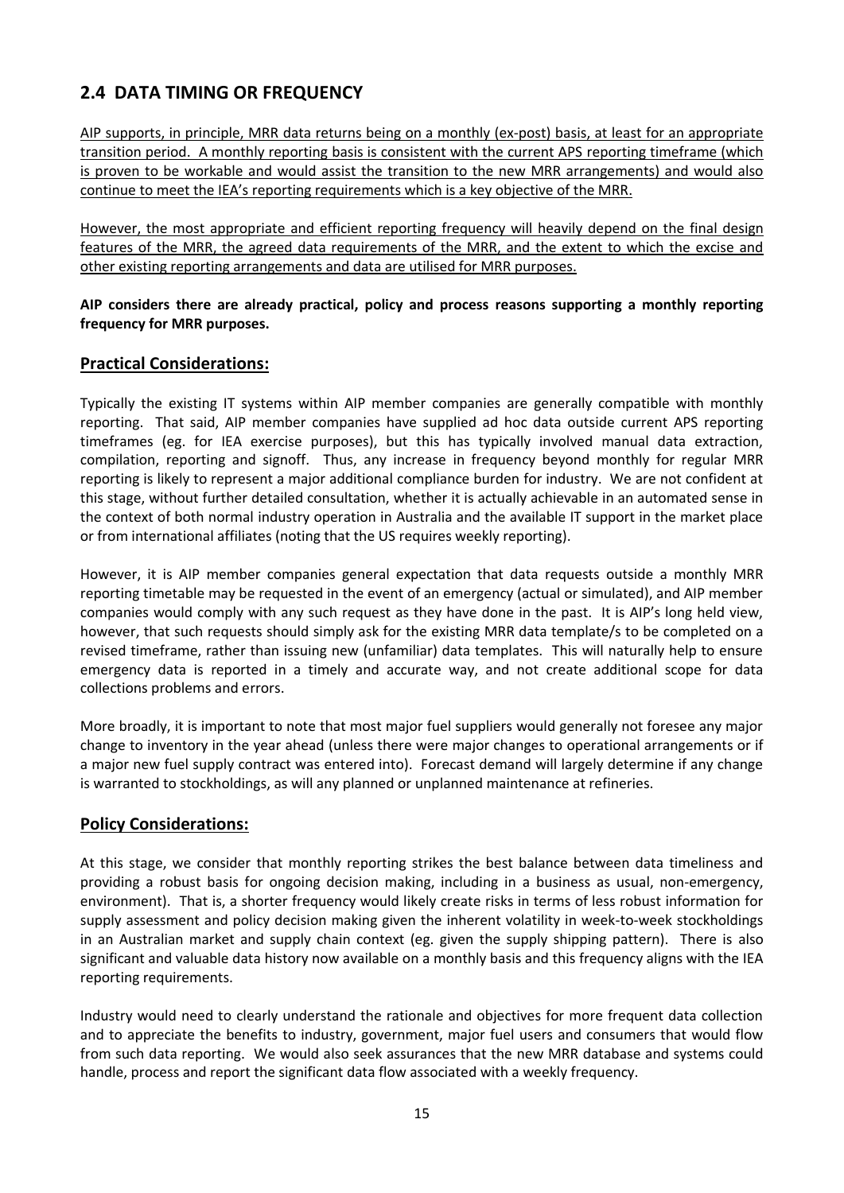## 2.4 DATA TIMING OR FREQUENCY

<u>AIP supports, in principle, MRR data returns being on a monthly (ex-post) basis, at least for an appropriate transition period. A monthly reporting basis is consistent with the current APS reporting timeframe (which is proven to be workable and would assist the transition to the new MRR arrangements) and would also continue to meet the IEA's reporting requirements which is a key objective of the MRR.</u>

<u>However, the most appropriate and efficient reporting frequency will heavily depend on the final design features of the MRR, the agreed data requirements of the MRR, and the extent to which the excise and other existing reporting arrangements and data are utilised for MRR purposes.</u>

**AIP considers there are already practical, policy and process reasons supporting a monthly reporting frequency for MRR purposes.**

### <u>Practical Considerations:</u>

Typically the existing IT systems within AIP member companies are generally compatible with monthly reporting. That said, AIP member companies have supplied ad hoc data outside current APS reporting timeframes (eg. for IEA exercise purposes), but this has typically involved manual data extraction, compilation, reporting and signoff. Thus, any increase in frequency beyond monthly for regular MRR reporting is likely to represent a major additional compliance burden for industry. We are not confident at this stage, without further detailed consultation, whether it is actually achievable in an automated sense in the context of both normal industry operation in Australia and the available IT support in the market place or from international affiliates (noting that the US requires weekly reporting).

However, it is AIP member companies general expectation that data requests outside a monthly MRR reporting timetable may be requested in the event of an emergency (actual or simulated), and AIP member companies would comply with any such request as they have done in the past. It is AIP's long held view, however, that such requests should simply ask for the existing MRR data template/s to be completed on a revised timeframe, rather than issuing new (unfamiliar) data templates. This will naturally help to ensure emergency data is reported in a timely and accurate way, and not create additional scope for data collections problems and errors.

More broadly, it is important to note that most major fuel suppliers would generally not foresee any major change to inventory in the year ahead (unless there were major changes to operational arrangements or if a major new fuel supply contract was entered into). Forecast demand will largely determine if any change is warranted to stockholdings, as will any planned or unplanned maintenance at refineries.

### <u>Policy Considerations:</u>

At this stage, we consider that monthly reporting strikes the best balance between data timeliness and providing a robust basis for ongoing decision making, including in a business as usual, non-emergency, environment). That is, a shorter frequency would likely create risks in terms of less robust information for supply assessment and policy decision making given the inherent volatility in week-to-week stockholdings in an Australian market and supply chain context (eg. given the supply shipping pattern). There is also significant and valuable data history now available on a monthly basis and this frequency aligns with the IEA reporting requirements.

Industry would need to clearly understand the rationale and objectives for more frequent data collection and to appreciate the benefits to industry, government, major fuel users and consumers that would flow from such data reporting. We would also seek assurances that the new MRR database and systems could handle, process and report the significant data flow associated with a weekly frequency.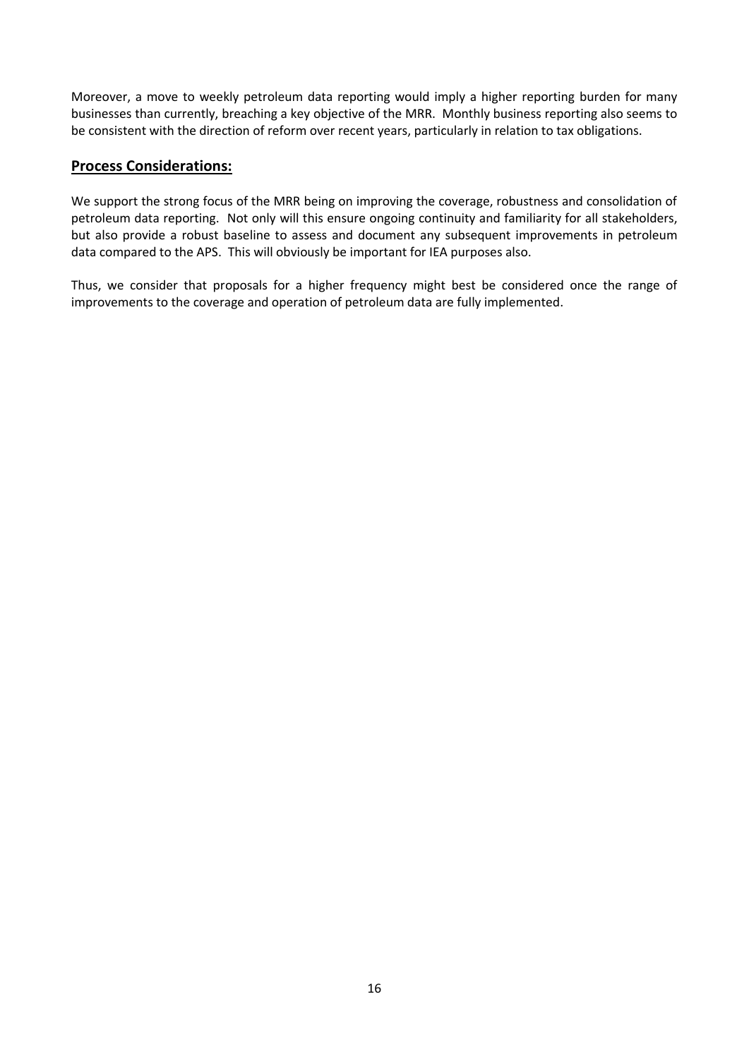Moreover, a move to weekly petroleum data reporting would imply a higher reporting burden for many businesses than currently, breaching a key objective of the MRR. Monthly business reporting also seems to be consistent with the direction of reform over recent years, particularly in relation to tax obligations.

## Process Considerations:

We support the strong focus of the MRR being on improving the coverage, robustness and consolidation of petroleum data reporting. Not only will this ensure ongoing continuity and familiarity for all stakeholders, but also provide a robust baseline to assess and document any subsequent improvements in petroleum data compared to the APS. This will obviously be important for IEA purposes also.

Thus, we consider that proposals for a higher frequency might best be considered once the range of improvements to the coverage and operation of petroleum data are fully implemented.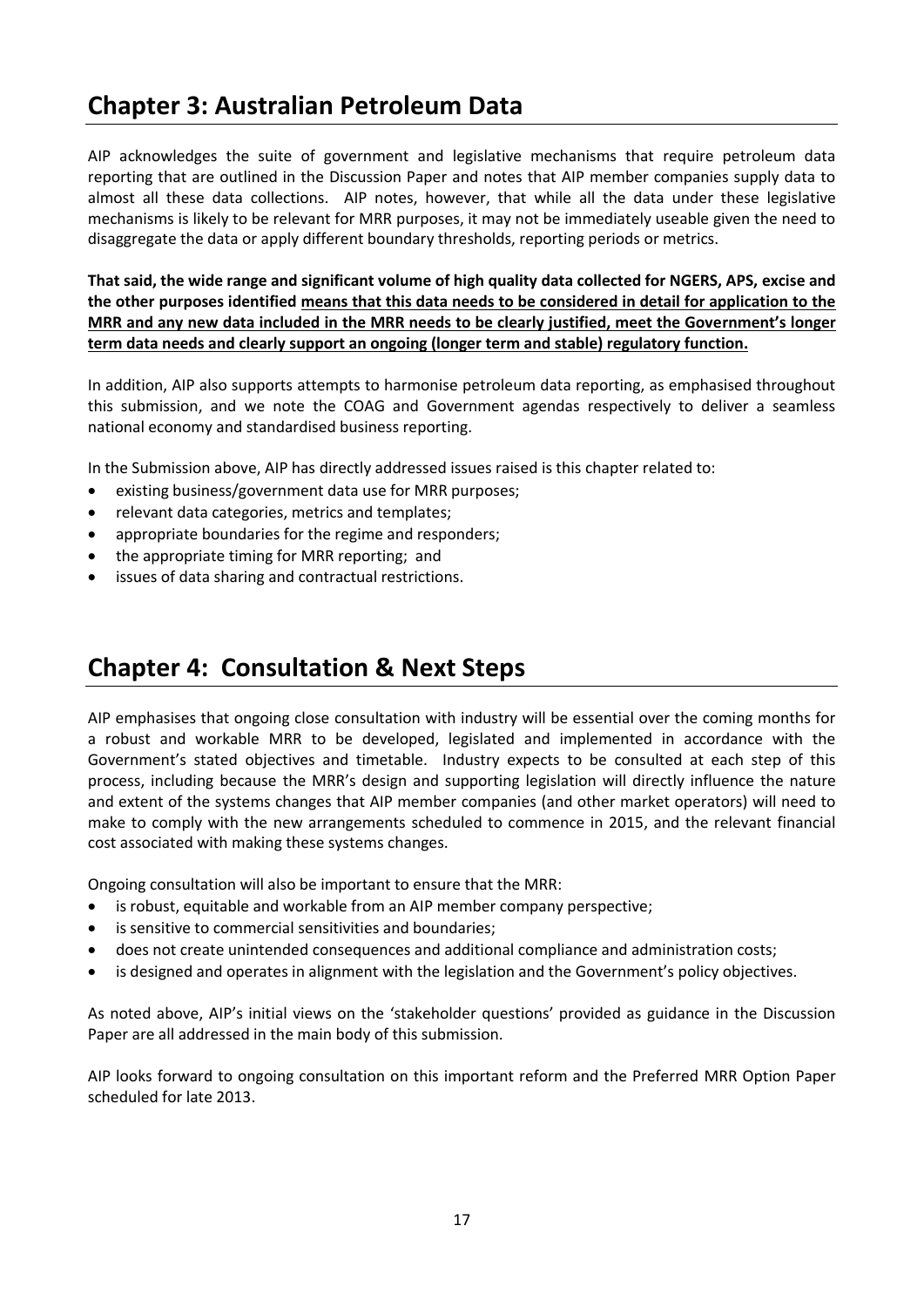# Chapter 3: Australian Petroleum Data

AIP acknowledges the suite of government and legislative mechanisms that require petroleum data reporting that are outlined in the Discussion Paper and notes that AIP member companies supply data to almost all these data collections. AIP notes, however, that while all the data under these legislative mechanisms is likely to be relevant for MRR purposes, it may not be immediately useable given the need to disaggregate the data or apply different boundary thresholds, reporting periods or metrics.

**That said, the wide range and significant volume of high quality data collected for NGERS, APS, excise and the other purposes identified <u>means that this data needs to be considered in detail for application to the MRR and any new data included in the MRR needs to be clearly justified, meet the Government's longer term data needs and clearly support an ongoing (longer term and stable) regulatory function.</u>**

In addition, AIP also supports attempts to harmonise petroleum data reporting, as emphasised throughout this submission, and we note the COAG and Government agendas respectively to deliver a seamless national economy and standardised business reporting.

In the Submission above, AIP has directly addressed issues raised is this chapter related to:

- existing business/government data use for MRR purposes;
- relevant data categories, metrics and templates;
- appropriate boundaries for the regime and responders;
- the appropriate timing for MRR reporting; and
- issues of data sharing and contractual restrictions.

# Chapter 4: Consultation & Next Steps

AIP emphasises that ongoing close consultation with industry will be essential over the coming months for a robust and workable MRR to be developed, legislated and implemented in accordance with the Government's stated objectives and timetable. Industry expects to be consulted at each step of this process, including because the MRR's design and supporting legislation will directly influence the nature and extent of the systems changes that AIP member companies (and other market operators) will need to make to comply with the new arrangements scheduled to commence in 2015, and the relevant financial cost associated with making these systems changes.

Ongoing consultation will also be important to ensure that the MRR:

- is robust, equitable and workable from an AIP member company perspective;
- is sensitive to commercial sensitivities and boundaries;
- does not create unintended consequences and additional compliance and administration costs;
- is designed and operates in alignment with the legislation and the Government's policy objectives.

As noted above, AIP's initial views on the 'stakeholder questions' provided as guidance in the Discussion Paper are all addressed in the main body of this submission.

AIP looks forward to ongoing consultation on this important reform and the Preferred MRR Option Paper scheduled for late 2013.